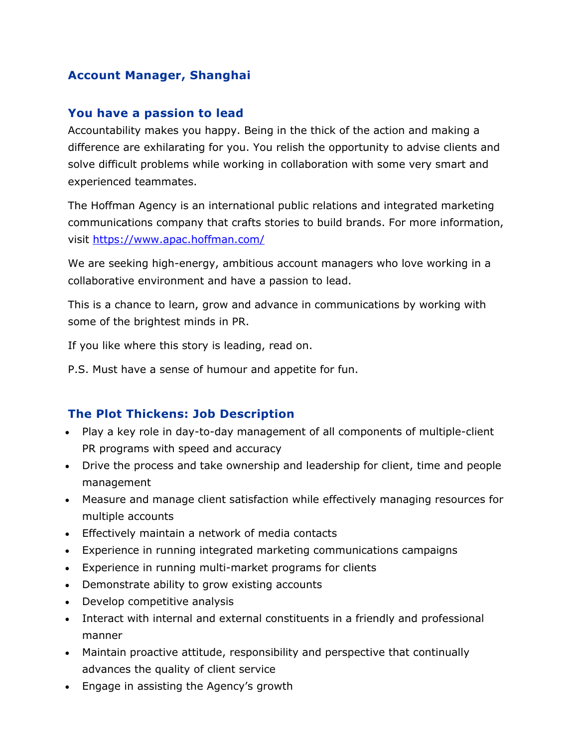## Account Manager, Shanghai

### You have a passion to lead

Accountability makes you happy. Being in the thick of the action and making a difference are exhilarating for you. You relish the opportunity to advise clients and solve difficult problems while working in collaboration with some very smart and experienced teammates.

The Hoffman Agency is an international public relations and integrated marketing communications company that crafts stories to build brands. For more information, visit https://www.apac.hoffman.com/

We are seeking high-energy, ambitious account managers who love working in a collaborative environment and have a passion to lead.

This is a chance to learn, grow and advance in communications by working with some of the brightest minds in PR.

If you like where this story is leading, read on.

P.S. Must have a sense of humour and appetite for fun.

### The Plot Thickens: Job Description

- Play a key role in day-to-day management of all components of multiple-client PR programs with speed and accuracy
- Drive the process and take ownership and leadership for client, time and people management
- Measure and manage client satisfaction while effectively managing resources for multiple accounts
- Effectively maintain a network of media contacts
- Experience in running integrated marketing communications campaigns
- Experience in running multi-market programs for clients
- Demonstrate ability to grow existing accounts
- Develop competitive analysis
- Interact with internal and external constituents in a friendly and professional manner
- Maintain proactive attitude, responsibility and perspective that continually advances the quality of client service
- Engage in assisting the Agency's growth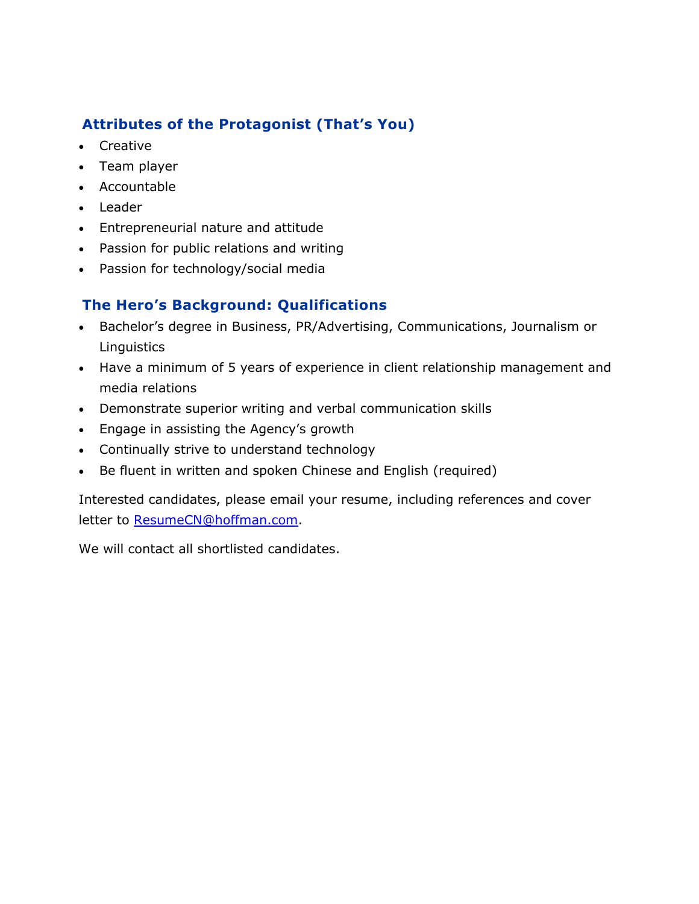## Attributes of the Protagonist (That's You)

- Creative
- Team player
- Accountable
- Leader
- Entrepreneurial nature and attitude
- Passion for public relations and writing
- Passion for technology/social media

## The Hero's Background: Qualifications

- Bachelor's degree in Business, PR/Advertising, Communications, Journalism or Linguistics
- Have a minimum of 5 years of experience in client relationship management and media relations
- Demonstrate superior writing and verbal communication skills
- Engage in assisting the Agency's growth
- Continually strive to understand technology
- Be fluent in written and spoken Chinese and English (required)

Interested candidates, please email your resume, including references and cover letter to ResumeCN@hoffman.com.

We will contact all shortlisted candidates.